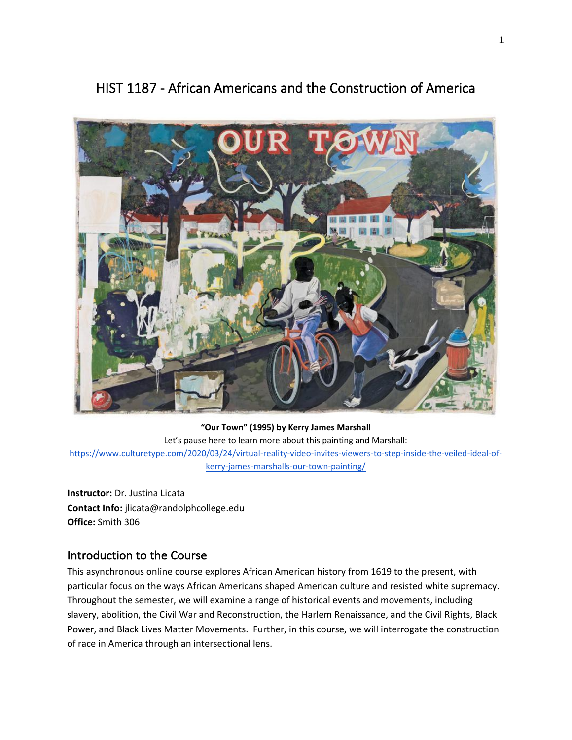# HIST 1187 - African Americans and the Construction of America

**"Our Town" (1995) by Kerry James Marshall**

Let's pause here to learn more about this painting and Marshall:

https://www.culturetype.com/2020/03/24/virtual-reality-video-invites-viewers-to-step-inside-the-veiled-ideal-of-kerry-james-marshalls-our-town-painting/

**Instructor:** Dr. Justina Licata
**Contact Info:** jlicata@randolphcollege.edu
**Office:** Smith 306

## Introduction to the Course

This asynchronous online course explores African American history from 1619 to the present, with particular focus on the ways African Americans shaped American culture and resisted white supremacy. Throughout the semester, we will examine a range of historical events and movements, including slavery, abolition, the Civil War and Reconstruction, the Harlem Renaissance, and the Civil Rights, Black Power, and Black Lives Matter Movements. Further, in this course, we will interrogate the construction of race in America through an intersectional lens.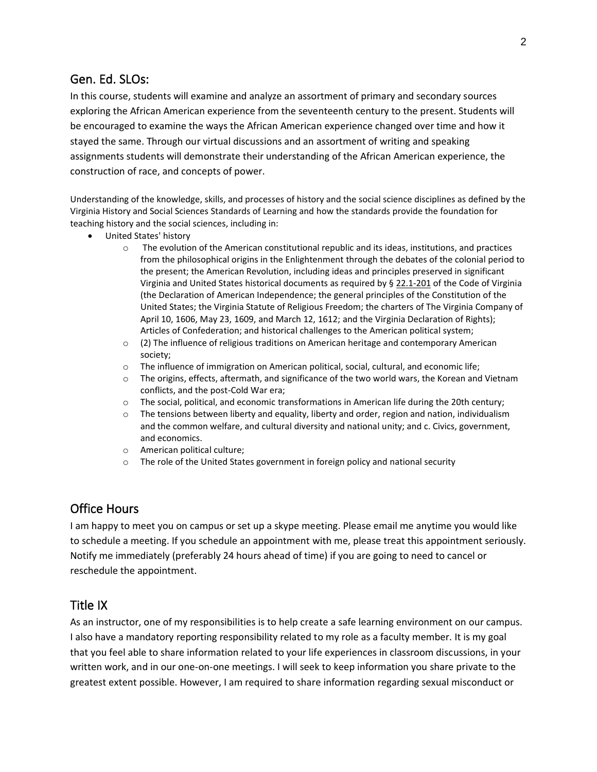## Gen. Ed. SLOs:

In this course, students will examine and analyze an assortment of primary and secondary sources exploring the African American experience from the seventeenth century to the present. Students will be encouraged to examine the ways the African American experience changed over time and how it stayed the same. Through our virtual discussions and an assortment of writing and speaking assignments students will demonstrate their understanding of the African American experience, the construction of race, and concepts of power.

Understanding of the knowledge, skills, and processes of history and the social science disciplines as defined by the Virginia History and Social Sciences Standards of Learning and how the standards provide the foundation for teaching history and the social sciences, including in:

- United States' history
    - The evolution of the American constitutional republic and its ideas, institutions, and practices from the philosophical origins in the Enlightenment through the debates of the colonial period to the present; the American Revolution, including ideas and principles preserved in significant Virginia and United States historical documents as required by § 22.1-201 of the Code of Virginia (the Declaration of American Independence; the general principles of the Constitution of the United States; the Virginia Statute of Religious Freedom; the charters of The Virginia Company of April 10, 1606, May 23, 1609, and March 12, 1612; and the Virginia Declaration of Rights); Articles of Confederation; and historical challenges to the American political system;
    - (2) The influence of religious traditions on American heritage and contemporary American society;
    - The influence of immigration on American political, social, cultural, and economic life;
    - The origins, effects, aftermath, and significance of the two world wars, the Korean and Vietnam conflicts, and the post-Cold War era;
    - The social, political, and economic transformations in American life during the 20th century;
    - The tensions between liberty and equality, liberty and order, region and nation, individualism and the common welfare, and cultural diversity and national unity; and c. Civics, government, and economics.
    - American political culture;
    - The role of the United States government in foreign policy and national security

## Office Hours

I am happy to meet you on campus or set up a skype meeting. Please email me anytime you would like to schedule a meeting. If you schedule an appointment with me, please treat this appointment seriously. Notify me immediately (preferably 24 hours ahead of time) if you are going to need to cancel or reschedule the appointment.

## Title IX

As an instructor, one of my responsibilities is to help create a safe learning environment on our campus. I also have a mandatory reporting responsibility related to my role as a faculty member. It is my goal that you feel able to share information related to your life experiences in classroom discussions, in your written work, and in our one-on-one meetings. I will seek to keep information you share private to the greatest extent possible. However, I am required to share information regarding sexual misconduct or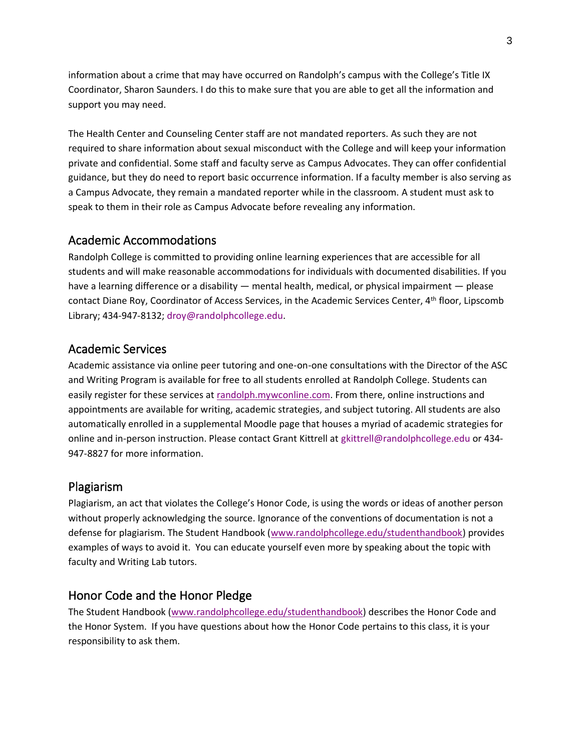information about a crime that may have occurred on Randolph's campus with the College's Title IX Coordinator, Sharon Saunders. I do this to make sure that you are able to get all the information and support you may need.

The Health Center and Counseling Center staff are not mandated reporters. As such they are not required to share information about sexual misconduct with the College and will keep your information private and confidential. Some staff and faculty serve as Campus Advocates. They can offer confidential guidance, but they do need to report basic occurrence information. If a faculty member is also serving as a Campus Advocate, they remain a mandated reporter while in the classroom. A student must ask to speak to them in their role as Campus Advocate before revealing any information.

## Academic Accommodations

Randolph College is committed to providing online learning experiences that are accessible for all students and will make reasonable accommodations for individuals with documented disabilities. If you have a learning difference or a disability — mental health, medical, or physical impairment — please contact Diane Roy, Coordinator of Access Services, in the Academic Services Center, 4th floor, Lipscomb Library; 434-947-8132; droy@randolphcollege.edu.

## Academic Services

Academic assistance via online peer tutoring and one-on-one consultations with the Director of the ASC and Writing Program is available for free to all students enrolled at Randolph College. Students can easily register for these services at randolph.mywconline.com. From there, online instructions and appointments are available for writing, academic strategies, and subject tutoring. All students are also automatically enrolled in a supplemental Moodle page that houses a myriad of academic strategies for online and in-person instruction. Please contact Grant Kittrell at gkittrell@randolphcollege.edu or 434-947-8827 for more information.

## Plagiarism

Plagiarism, an act that violates the College's Honor Code, is using the words or ideas of another person without properly acknowledging the source. Ignorance of the conventions of documentation is not a defense for plagiarism. The Student Handbook (www.randolphcollege.edu/studenthandbook) provides examples of ways to avoid it. You can educate yourself even more by speaking about the topic with faculty and Writing Lab tutors.

## Honor Code and the Honor Pledge

The Student Handbook (www.randolphcollege.edu/studenthandbook) describes the Honor Code and the Honor System. If you have questions about how the Honor Code pertains to this class, it is your responsibility to ask them.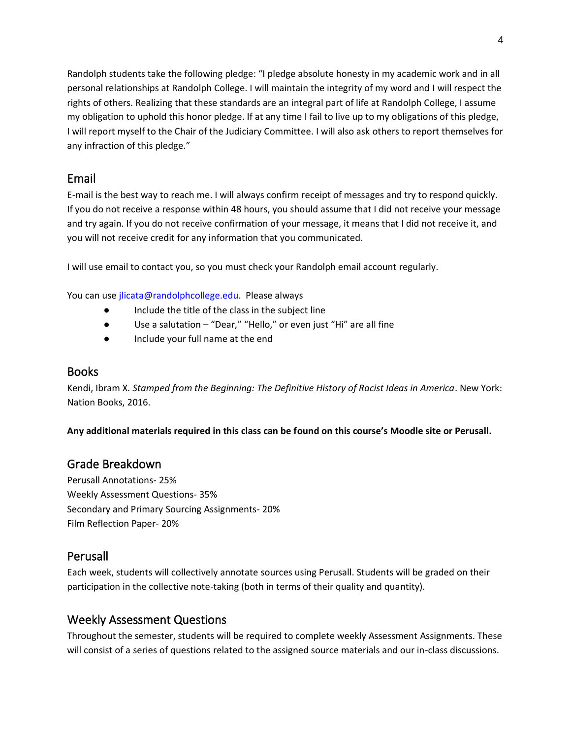Randolph students take the following pledge: "I pledge absolute honesty in my academic work and in all personal relationships at Randolph College. I will maintain the integrity of my word and I will respect the rights of others. Realizing that these standards are an integral part of life at Randolph College, I assume my obligation to uphold this honor pledge. If at any time I fail to live up to my obligations of this pledge, I will report myself to the Chair of the Judiciary Committee. I will also ask others to report themselves for any infraction of this pledge."

## Email

E-mail is the best way to reach me. I will always confirm receipt of messages and try to respond quickly. If you do not receive a response within 48 hours, you should assume that I did not receive your message and try again. If you do not receive confirmation of your message, it means that I did not receive it, and you will not receive credit for any information that you communicated.

I will use email to contact you, so you must check your Randolph email account regularly.

You can use jlicata@randolphcollege.edu. Please always

- Include the title of the class in the subject line
- Use a salutation – "Dear," "Hello," or even just "Hi" are all fine
- Include your full name at the end

## Books

Kendi, Ibram X. *Stamped from the Beginning: The Definitive History of Racist Ideas in America*. New York: Nation Books, 2016.

**Any additional materials required in this class can be found on this course's Moodle site or Perusall.**

## Grade Breakdown

Perusall Annotations- 25%
Weekly Assessment Questions- 35%
Secondary and Primary Sourcing Assignments- 20%
Film Reflection Paper- 20%

## Perusall

Each week, students will collectively annotate sources using Perusall. Students will be graded on their participation in the collective note-taking (both in terms of their quality and quantity).

## Weekly Assessment Questions

Throughout the semester, students will be required to complete weekly Assessment Assignments. These will consist of a series of questions related to the assigned source materials and our in-class discussions.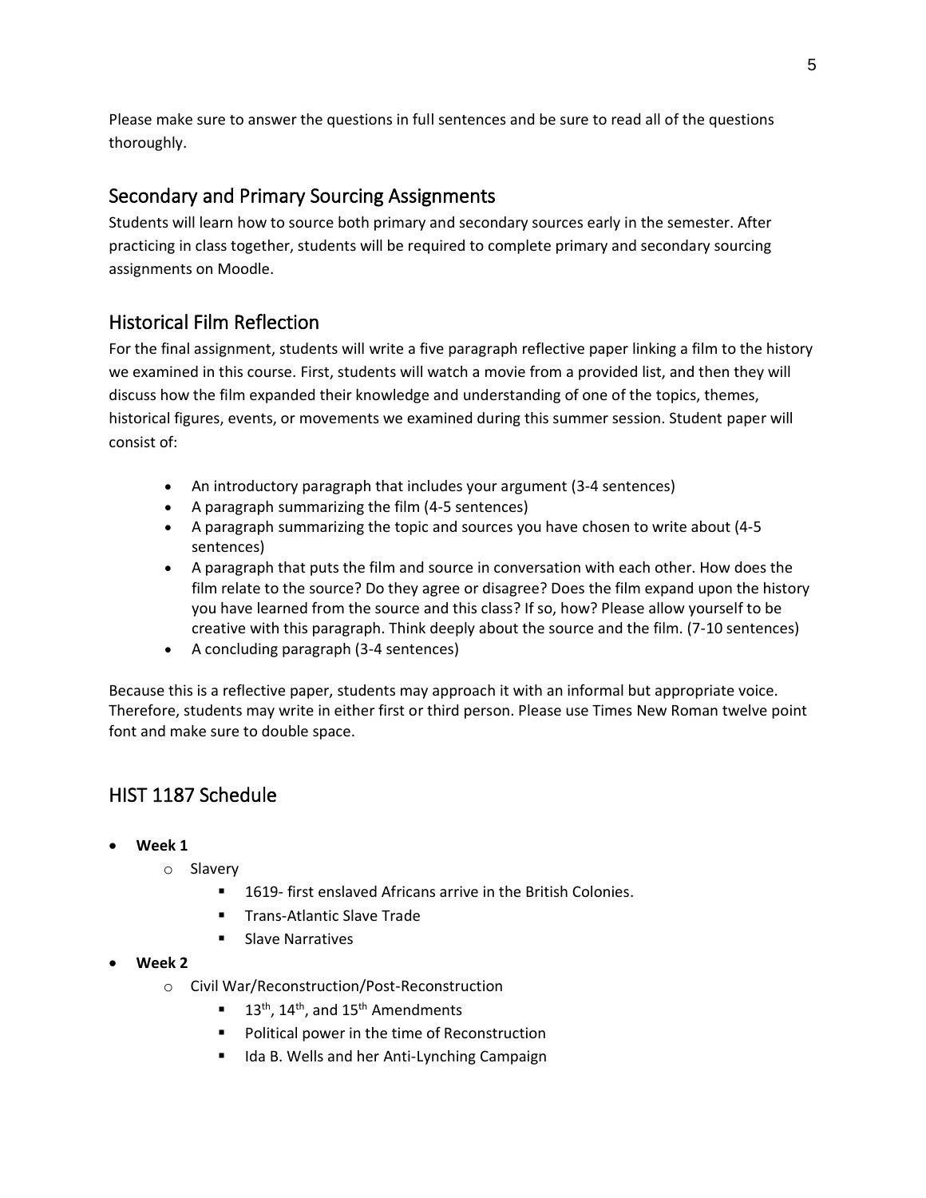Please make sure to answer the questions in full sentences and be sure to read all of the questions thoroughly.

## Secondary and Primary Sourcing Assignments

Students will learn how to source both primary and secondary sources early in the semester. After practicing in class together, students will be required to complete primary and secondary sourcing assignments on Moodle.

## Historical Film Reflection

For the final assignment, students will write a five paragraph reflective paper linking a film to the history we examined in this course. First, students will watch a movie from a provided list, and then they will discuss how the film expanded their knowledge and understanding of one of the topics, themes, historical figures, events, or movements we examined during this summer session. Student paper will consist of:

- An introductory paragraph that includes your argument (3-4 sentences)
- A paragraph summarizing the film (4-5 sentences)
- A paragraph summarizing the topic and sources you have chosen to write about (4-5 sentences)
- A paragraph that puts the film and source in conversation with each other. How does the film relate to the source? Do they agree or disagree? Does the film expand upon the history you have learned from the source and this class? If so, how? Please allow yourself to be creative with this paragraph. Think deeply about the source and the film. (7-10 sentences)
- A concluding paragraph (3-4 sentences)

Because this is a reflective paper, students may approach it with an informal but appropriate voice. Therefore, students may write in either first or third person. Please use Times New Roman twelve point font and make sure to double space.

## HIST 1187 Schedule

- **Week 1**
  - Slavery
    - 1619- first enslaved Africans arrive in the British Colonies.
    - Trans-Atlantic Slave Trade
    - Slave Narratives
- **Week 2**
  - Civil War/Reconstruction/Post-Reconstruction
    - 13th, 14th, and 15th Amendments
    - Political power in the time of Reconstruction
    - Ida B. Wells and her Anti-Lynching Campaign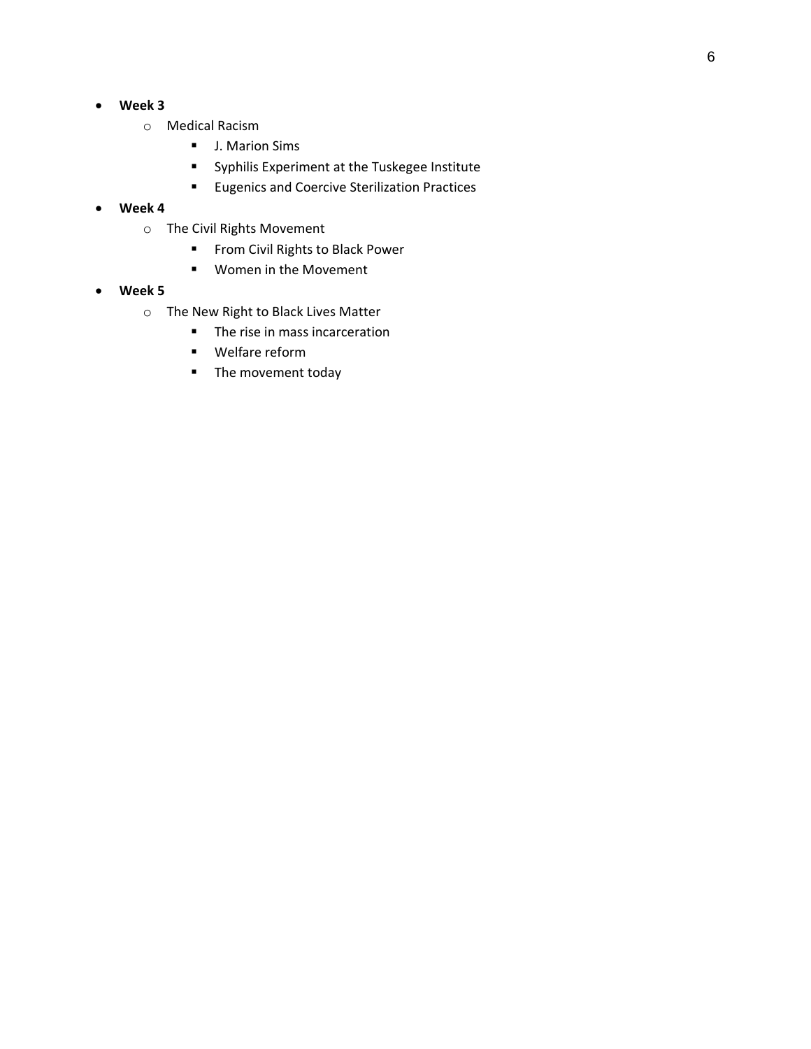- **Week 3**
    - Medical Racism
        - J. Marion Sims
        - Syphilis Experiment at the Tuskegee Institute
        - Eugenics and Coercive Sterilization Practices
- **Week 4**
    - The Civil Rights Movement
        - From Civil Rights to Black Power
        - Women in the Movement
- **Week 5**
    - The New Right to Black Lives Matter
        - The rise in mass incarceration
        - Welfare reform
        - The movement today